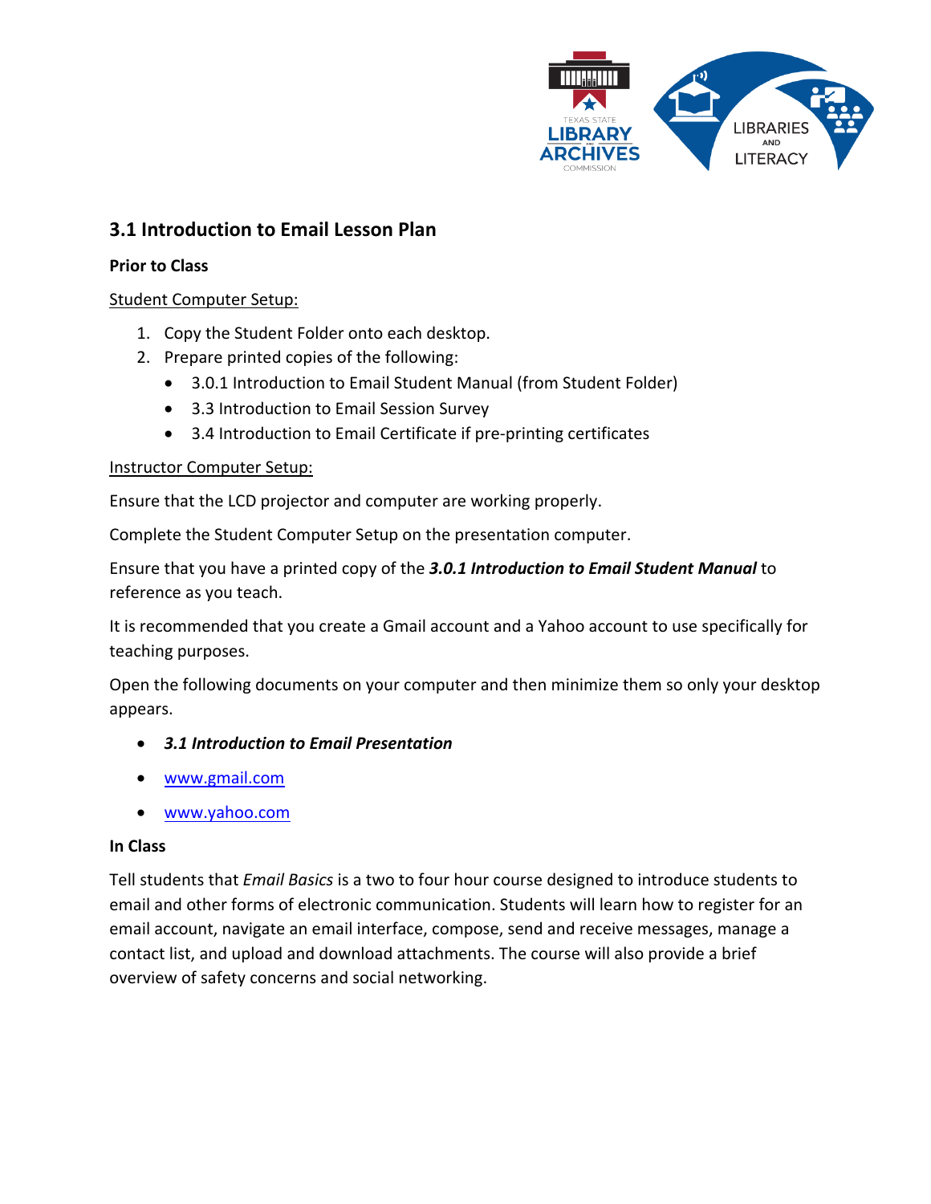## 3.1 Introduction to Email Lesson Plan

**Prior to Class**

Student Computer Setup:

1. Copy the Student Folder onto each desktop.
2. Prepare printed copies of the following:
   - 3.0.1 Introduction to Email Student Manual (from Student Folder)
   - 3.3 Introduction to Email Session Survey
   - 3.4 Introduction to Email Certificate if pre-printing certificates

Instructor Computer Setup:

Ensure that the LCD projector and computer are working properly.

Complete the Student Computer Setup on the presentation computer.

Ensure that you have a printed copy of the ***3.0.1 Introduction to Email Student Manual*** to reference as you teach.

It is recommended that you create a Gmail account and a Yahoo account to use specifically for teaching purposes.

Open the following documents on your computer and then minimize them so only your desktop appears.

- ***3.1 Introduction to Email Presentation***
- www.gmail.com
- www.yahoo.com

**In Class**

Tell students that *Email Basics* is a two to four hour course designed to introduce students to email and other forms of electronic communication. Students will learn how to register for an email account, navigate an email interface, compose, send and receive messages, manage a contact list, and upload and download attachments. The course will also provide a brief overview of safety concerns and social networking.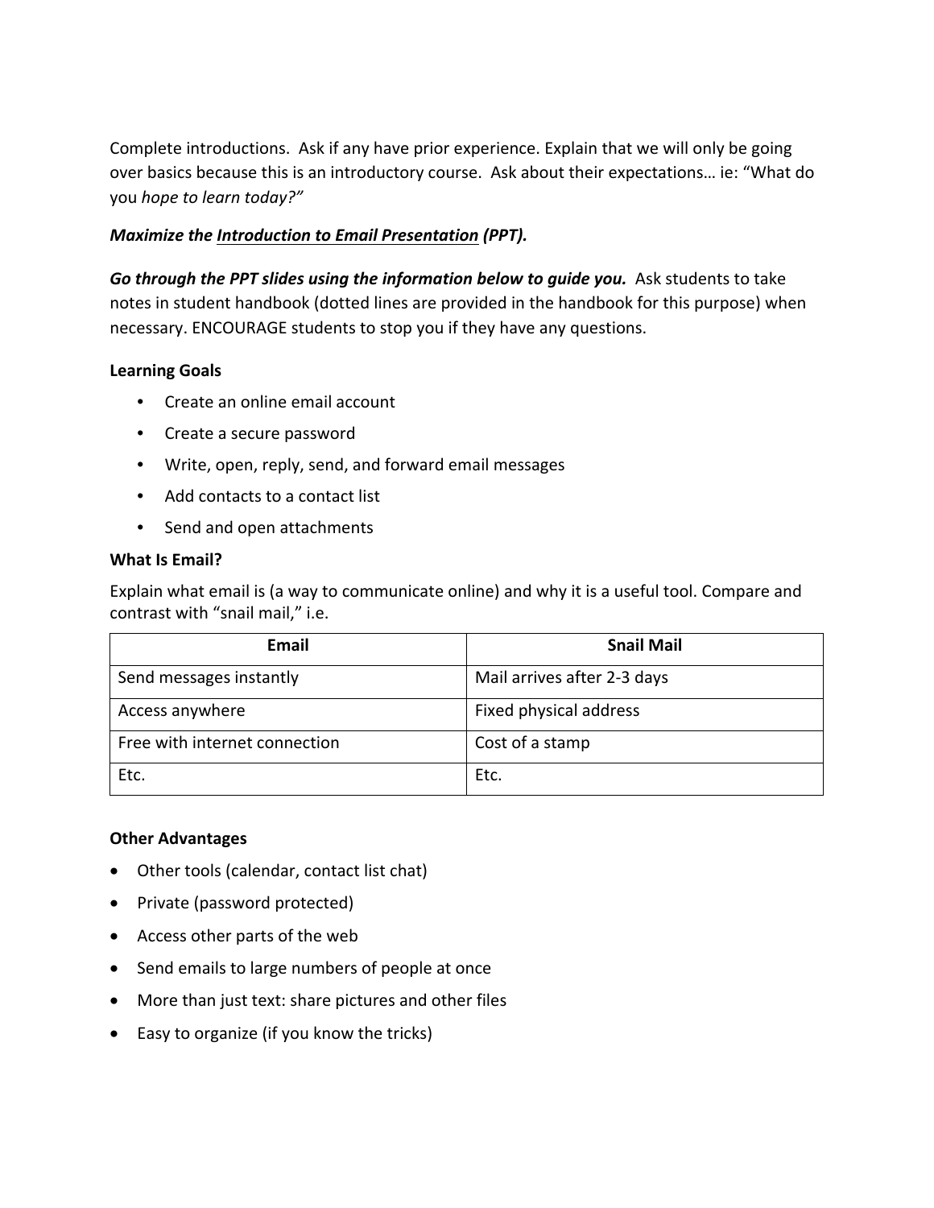Complete introductions. Ask if any have prior experience. Explain that we will only be going over basics because this is an introductory course. Ask about their expectations… ie: "What do you *hope to learn today?"*

***Maximize the Introduction to Email Presentation (PPT).***

***Go through the PPT slides using the information below to guide you.*** Ask students to take notes in student handbook (dotted lines are provided in the handbook for this purpose) when necessary. ENCOURAGE students to stop you if they have any questions.

**Learning Goals**

- Create an online email account
- Create a secure password
- Write, open, reply, send, and forward email messages
- Add contacts to a contact list
- Send and open attachments

**What Is Email?**

Explain what email is (a way to communicate online) and why it is a useful tool. Compare and contrast with "snail mail," i.e.

| Email | Snail Mail |
|---|---|
| Send messages instantly | Mail arrives after 2-3 days |
| Access anywhere | Fixed physical address |
| Free with internet connection | Cost of a stamp |
| Etc. | Etc. |

**Other Advantages**

- Other tools (calendar, contact list chat)
- Private (password protected)
- Access other parts of the web
- Send emails to large numbers of people at once
- More than just text: share pictures and other files
- Easy to organize (if you know the tricks)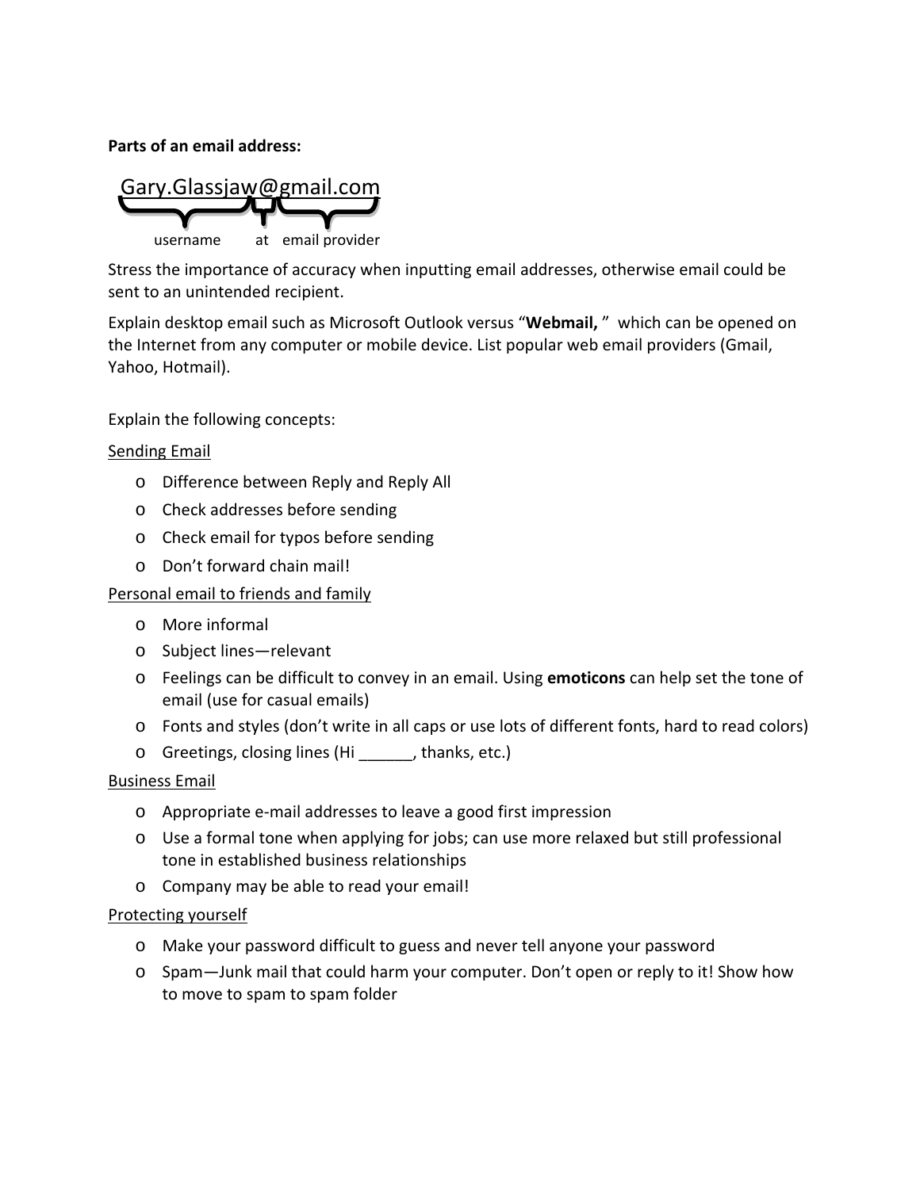**Parts of an email address:**

Gary.Glassjaw@gmail.com

username    at    email provider

Stress the importance of accuracy when inputting email addresses, otherwise email could be sent to an unintended recipient.

Explain desktop email such as Microsoft Outlook versus "**Webmail,** " which can be opened on the Internet from any computer or mobile device. List popular web email providers (Gmail, Yahoo, Hotmail).

Explain the following concepts:

<u>Sending Email</u>

- Difference between Reply and Reply All
- Check addresses before sending
- Check email for typos before sending
- Don't forward chain mail!

<u>Personal email to friends and family</u>

- More informal
- Subject lines—relevant
- Feelings can be difficult to convey in an email. Using **emoticons** can help set the tone of email (use for casual emails)
- Fonts and styles (don't write in all caps or use lots of different fonts, hard to read colors)
- Greetings, closing lines (Hi ______, thanks, etc.)

<u>Business Email</u>

- Appropriate e-mail addresses to leave a good first impression
- Use a formal tone when applying for jobs; can use more relaxed but still professional tone in established business relationships
- Company may be able to read your email!

<u>Protecting yourself</u>

- Make your password difficult to guess and never tell anyone your password
- Spam—Junk mail that could harm your computer. Don't open or reply to it! Show how to move to spam to spam folder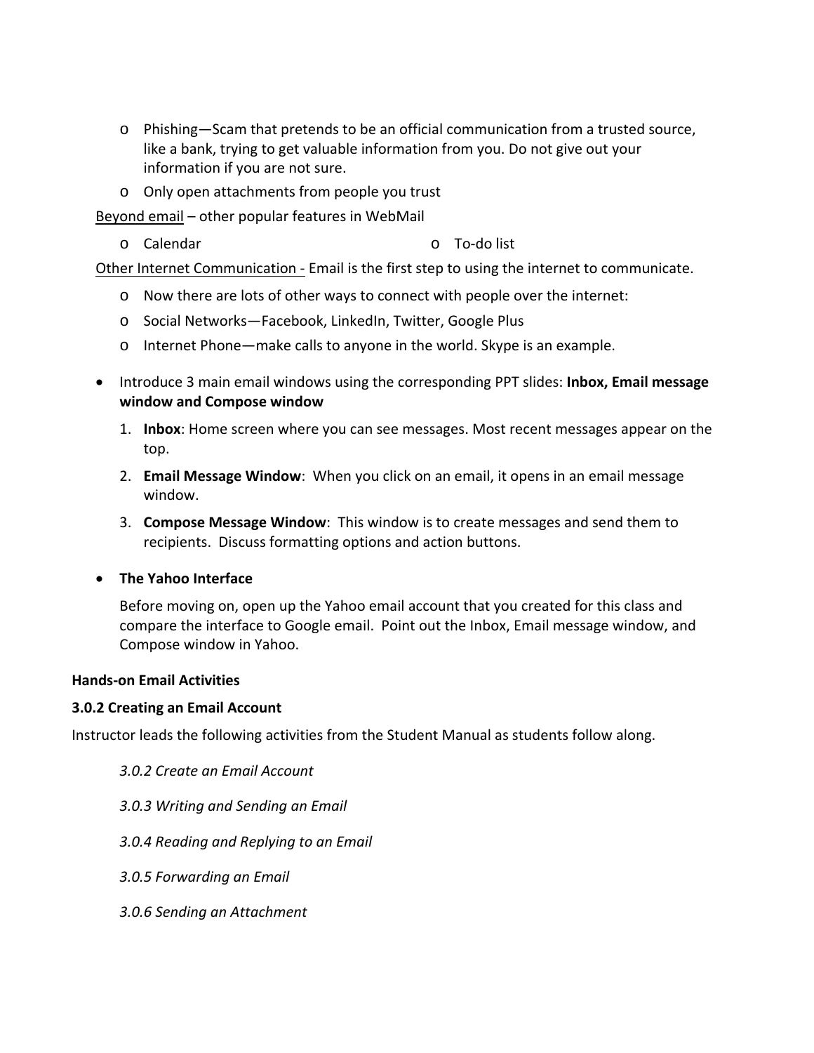- Phishing—Scam that pretends to be an official communication from a trusted source, like a bank, trying to get valuable information from you. Do not give out your information if you are not sure.
  - Only open attachments from people you trust

<u>Beyond email</u> – other popular features in WebMail

  - Calendar
  - To-do list

<u>Other Internet Communication -</u> Email is the first step to using the internet to communicate.

  - Now there are lots of other ways to connect with people over the internet:
  - Social Networks—Facebook, LinkedIn, Twitter, Google Plus
  - Internet Phone—make calls to anyone in the world. Skype is an example.

- Introduce 3 main email windows using the corresponding PPT slides: **Inbox, Email message window and Compose window**
  1. **Inbox**: Home screen where you can see messages. Most recent messages appear on the top.
  2. **Email Message Window**: When you click on an email, it opens in an email message window.
  3. **Compose Message Window**: This window is to create messages and send them to recipients. Discuss formatting options and action buttons.

- **The Yahoo Interface**

  Before moving on, open up the Yahoo email account that you created for this class and compare the interface to Google email. Point out the Inbox, Email message window, and Compose window in Yahoo.

**Hands-on Email Activities**

**3.0.2 Creating an Email Account**

Instructor leads the following activities from the Student Manual as students follow along.

*3.0.2 Create an Email Account*

*3.0.3 Writing and Sending an Email*

*3.0.4 Reading and Replying to an Email*

*3.0.5 Forwarding an Email*

*3.0.6 Sending an Attachment*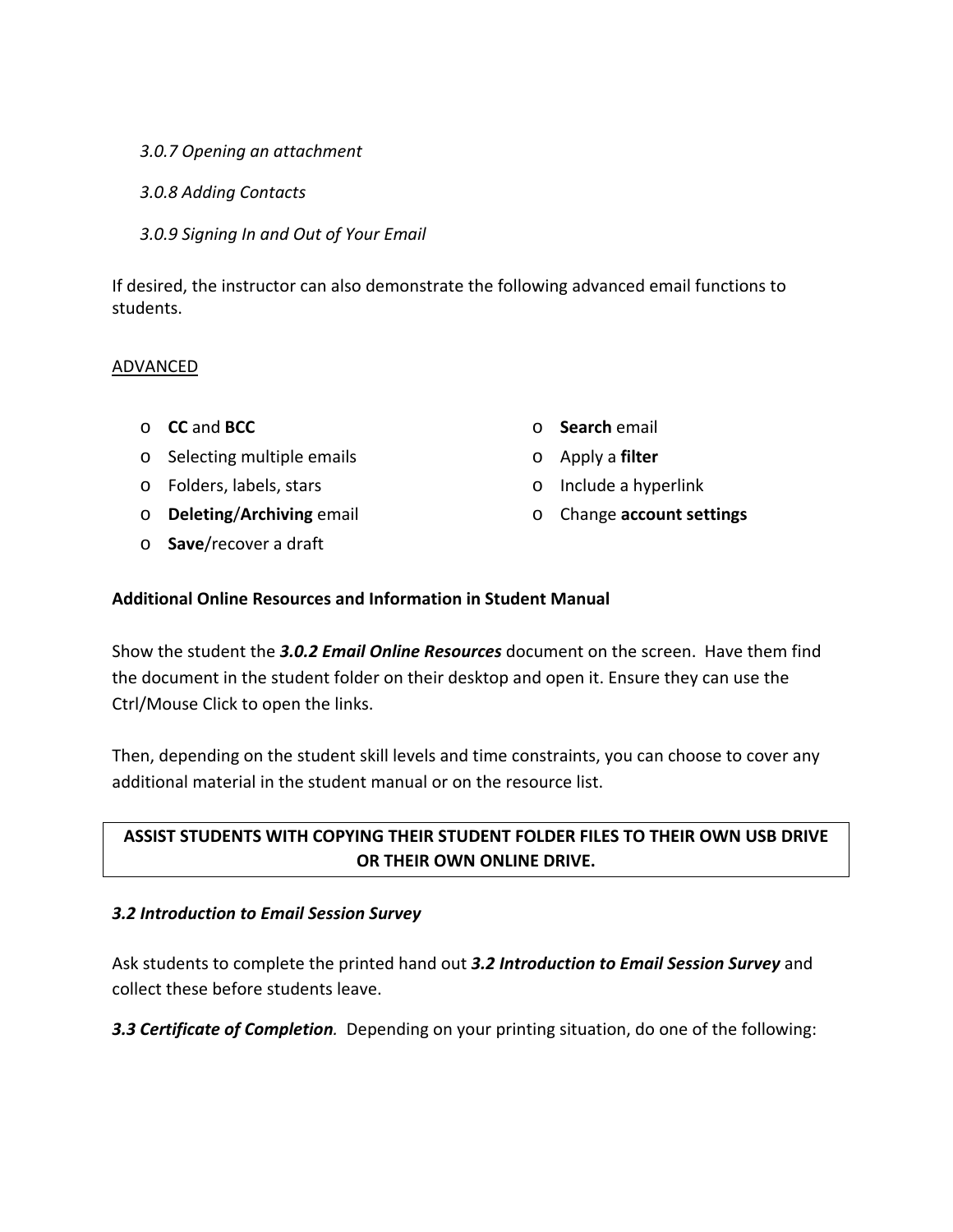*3.0.7 Opening an attachment*

*3.0.8 Adding Contacts*

*3.0.9 Signing In and Out of Your Email*

If desired, the instructor can also demonstrate the following advanced email functions to students.

<u>ADVANCED</u>

- **CC** and **BCC**
- Selecting multiple emails
- Folders, labels, stars
- **Deleting**/**Archiving** email
- **Save**/recover a draft
- **Search** email
- Apply a **filter**
- Include a hyperlink
- Change **account settings**

**Additional Online Resources and Information in Student Manual**

Show the student the ***3.0.2 Email Online Resources*** document on the screen. Have them find the document in the student folder on their desktop and open it. Ensure they can use the Ctrl/Mouse Click to open the links.

Then, depending on the student skill levels and time constraints, you can choose to cover any additional material in the student manual or on the resource list.

**ASSIST STUDENTS WITH COPYING THEIR STUDENT FOLDER FILES TO THEIR OWN USB DRIVE OR THEIR OWN ONLINE DRIVE.**

***3.2 Introduction to Email Session Survey***

Ask students to complete the printed hand out ***3.2 Introduction to Email Session Survey*** and collect these before students leave.

***3.3 Certificate of Completion.*** Depending on your printing situation, do one of the following: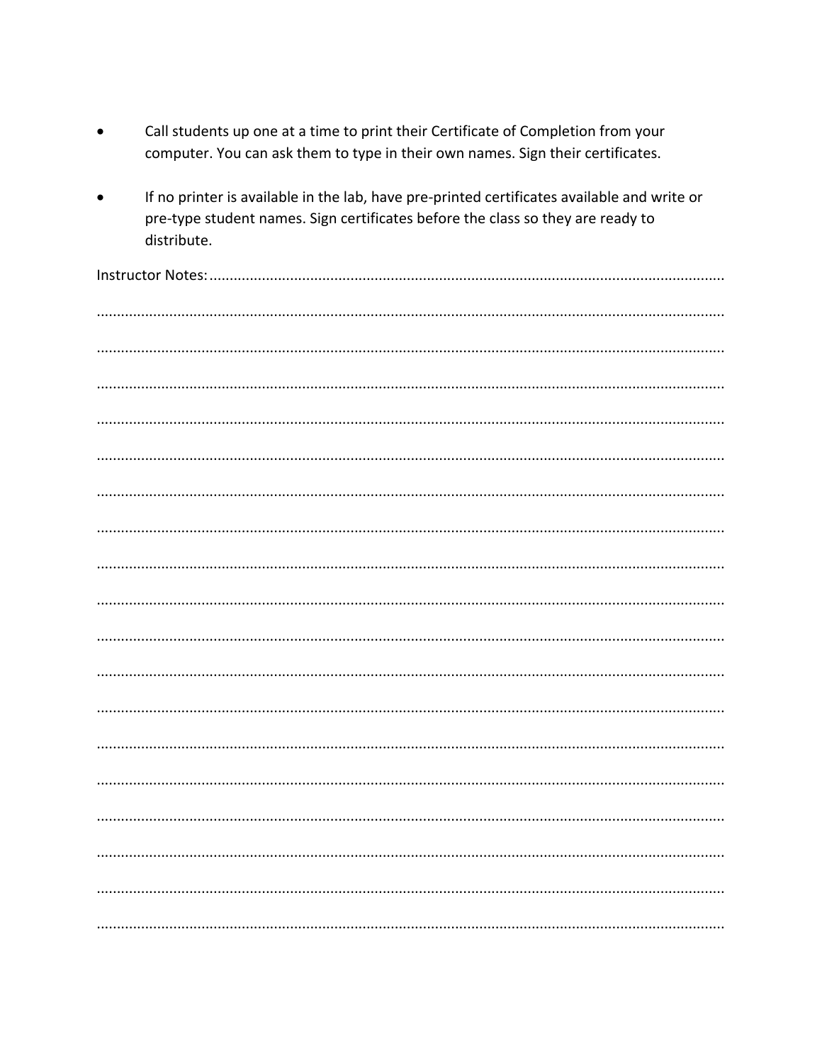- Call students up one at a time to print their Certificate of Completion from your computer. You can ask them to type in their own names. Sign their certificates.
- If no printer is available in the lab, have pre-printed certificates available and write or pre-type student names. Sign certificates before the class so they are ready to distribute.

Instructor Notes:..............................................................................................................................

..........................................................................................................................................................

..........................................................................................................................................................

..........................................................................................................................................................

..........................................................................................................................................................

..........................................................................................................................................................

..........................................................................................................................................................

..........................................................................................................................................................

..........................................................................................................................................................

..........................................................................................................................................................

..........................................................................................................................................................

..........................................................................................................................................................

..........................................................................................................................................................

..........................................................................................................................................................

..........................................................................................................................................................

..........................................................................................................................................................

..........................................................................................................................................................

..........................................................................................................................................................

..........................................................................................................................................................